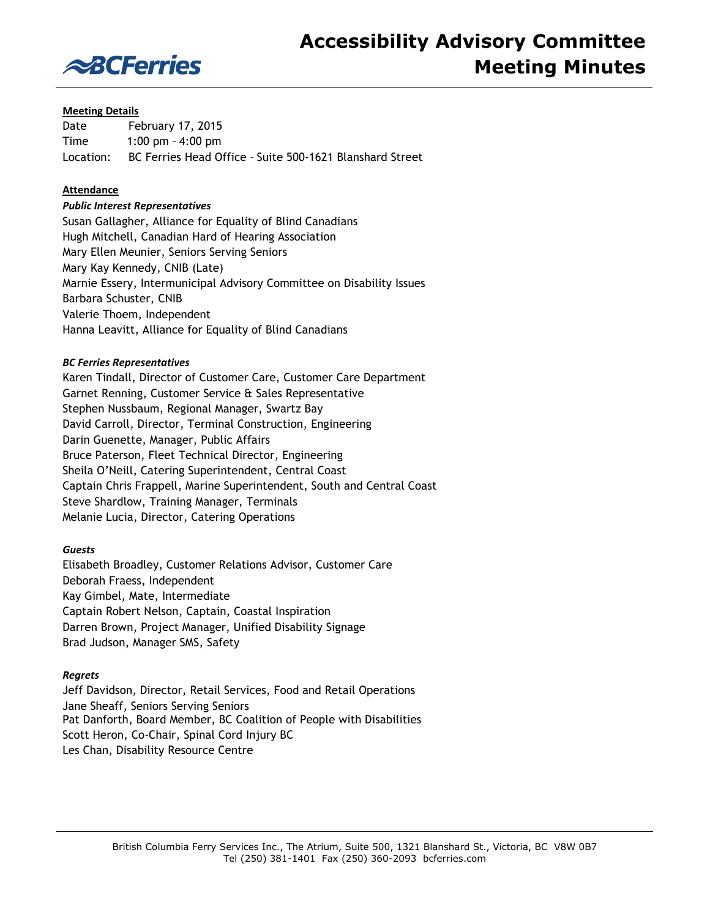# Accessibility Advisory Committee Meeting Minutes

**Meeting Details**

Date February 17, 2015
Time 1:00 pm – 4:00 pm
Location: BC Ferries Head Office – Suite 500-1621 Blanshard Street

**Attendance**

***Public Interest Representatives***

Susan Gallagher, Alliance for Equality of Blind Canadians
Hugh Mitchell, Canadian Hard of Hearing Association
Mary Ellen Meunier, Seniors Serving Seniors
Mary Kay Kennedy, CNIB (Late)
Marnie Essery, Intermunicipal Advisory Committee on Disability Issues
Barbara Schuster, CNIB
Valerie Thoem, Independent
Hanna Leavitt, Alliance for Equality of Blind Canadians

***BC Ferries Representatives***

Karen Tindall, Director of Customer Care, Customer Care Department
Garnet Renning, Customer Service & Sales Representative
Stephen Nussbaum, Regional Manager, Swartz Bay
David Carroll, Director, Terminal Construction, Engineering
Darin Guenette, Manager, Public Affairs
Bruce Paterson, Fleet Technical Director, Engineering
Sheila O'Neill, Catering Superintendent, Central Coast
Captain Chris Frappell, Marine Superintendent, South and Central Coast
Steve Shardlow, Training Manager, Terminals
Melanie Lucia, Director, Catering Operations

***Guests***

Elisabeth Broadley, Customer Relations Advisor, Customer Care
Deborah Fraess, Independent
Kay Gimbel, Mate, Intermediate
Captain Robert Nelson, Captain, Coastal Inspiration
Darren Brown, Project Manager, Unified Disability Signage
Brad Judson, Manager SMS, Safety

***Regrets***

Jeff Davidson, Director, Retail Services, Food and Retail Operations
Jane Sheaff, Seniors Serving Seniors
Pat Danforth, Board Member, BC Coalition of People with Disabilities
Scott Heron, Co-Chair, Spinal Cord Injury BC
Les Chan, Disability Resource Centre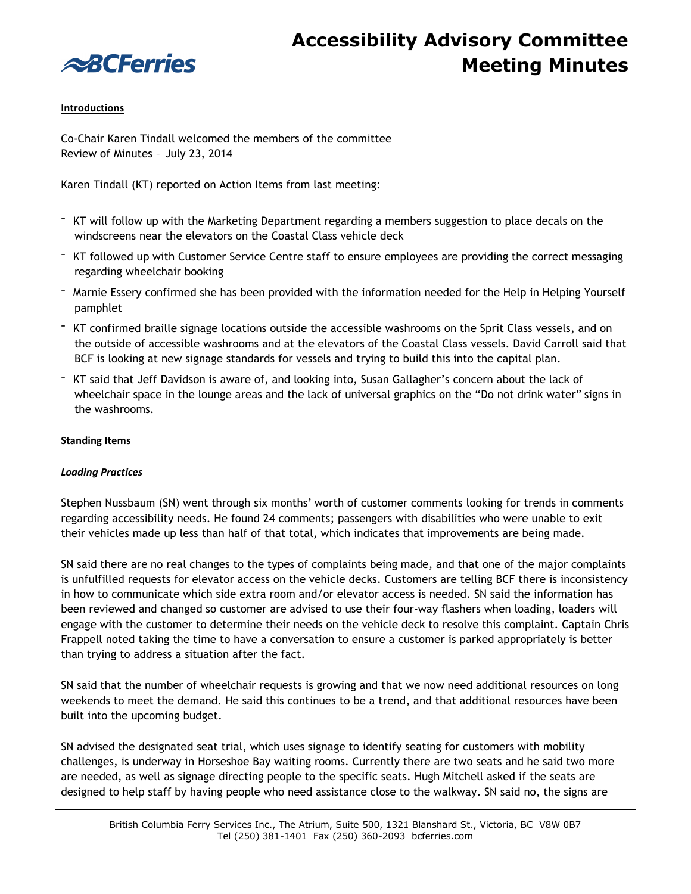# Accessibility Advisory Committee Meeting Minutes

**Introductions**

Co-Chair Karen Tindall welcomed the members of the committee
Review of Minutes – July 23, 2014

Karen Tindall (KT) reported on Action Items from last meeting:

- KT will follow up with the Marketing Department regarding a members suggestion to place decals on the windscreens near the elevators on the Coastal Class vehicle deck
- KT followed up with Customer Service Centre staff to ensure employees are providing the correct messaging regarding wheelchair booking
- Marnie Essery confirmed she has been provided with the information needed for the Help in Helping Yourself pamphlet
- KT confirmed braille signage locations outside the accessible washrooms on the Sprit Class vessels, and on the outside of accessible washrooms and at the elevators of the Coastal Class vessels. David Carroll said that BCF is looking at new signage standards for vessels and trying to build this into the capital plan.
- KT said that Jeff Davidson is aware of, and looking into, Susan Gallagher's concern about the lack of wheelchair space in the lounge areas and the lack of universal graphics on the "Do not drink water" signs in the washrooms.

**Standing Items**

***Loading Practices***

Stephen Nussbaum (SN) went through six months' worth of customer comments looking for trends in comments regarding accessibility needs. He found 24 comments; passengers with disabilities who were unable to exit their vehicles made up less than half of that total, which indicates that improvements are being made.

SN said there are no real changes to the types of complaints being made, and that one of the major complaints is unfulfilled requests for elevator access on the vehicle decks. Customers are telling BCF there is inconsistency in how to communicate which side extra room and/or elevator access is needed. SN said the information has been reviewed and changed so customer are advised to use their four-way flashers when loading, loaders will engage with the customer to determine their needs on the vehicle deck to resolve this complaint. Captain Chris Frappell noted taking the time to have a conversation to ensure a customer is parked appropriately is better than trying to address a situation after the fact.

SN said that the number of wheelchair requests is growing and that we now need additional resources on long weekends to meet the demand. He said this continues to be a trend, and that additional resources have been built into the upcoming budget.

SN advised the designated seat trial, which uses signage to identify seating for customers with mobility challenges, is underway in Horseshoe Bay waiting rooms. Currently there are two seats and he said two more are needed, as well as signage directing people to the specific seats. Hugh Mitchell asked if the seats are designed to help staff by having people who need assistance close to the walkway. SN said no, the signs are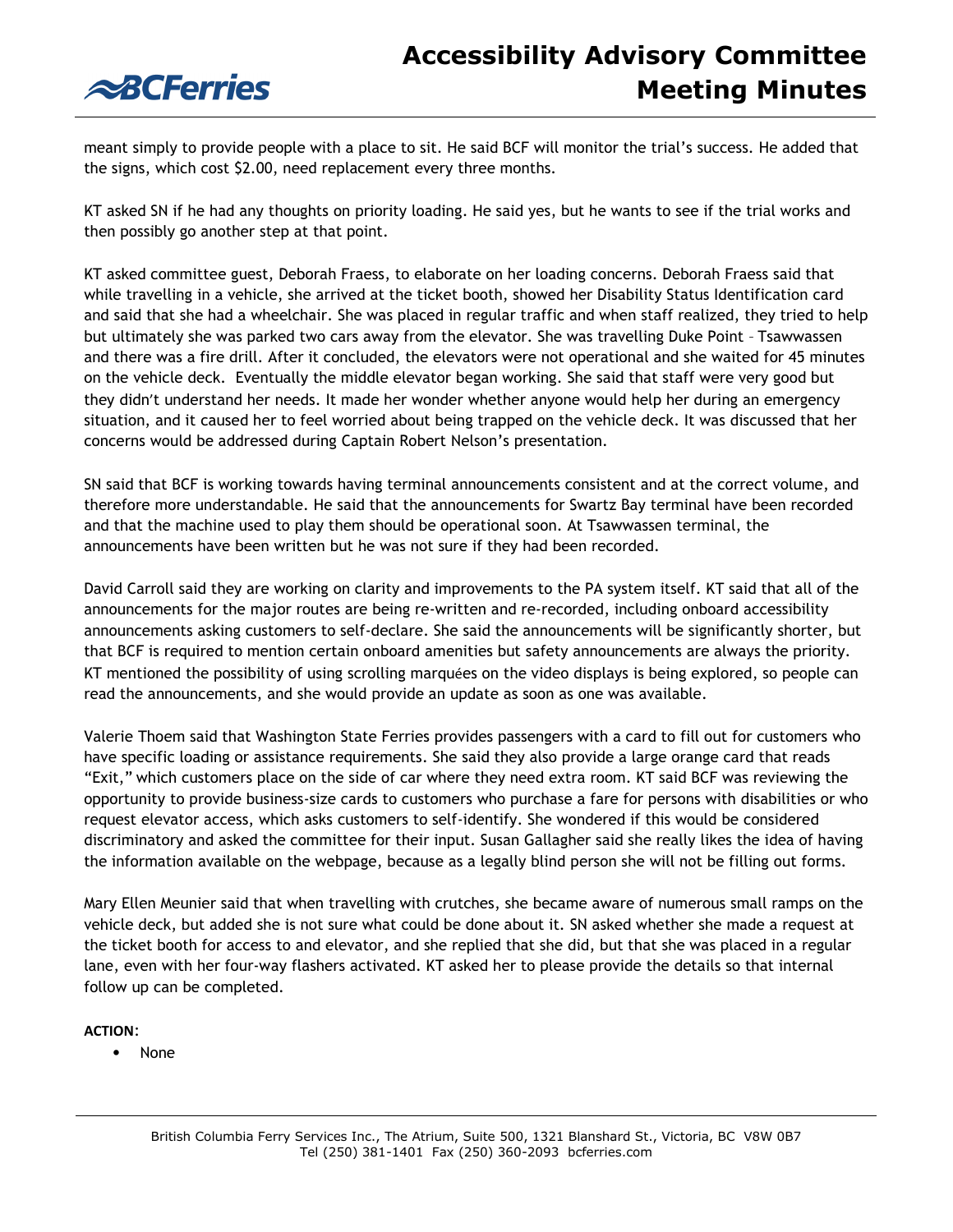meant simply to provide people with a place to sit. He said BCF will monitor the trial's success. He added that the signs, which cost $2.00, need replacement every three months.

KT asked SN if he had any thoughts on priority loading. He said yes, but he wants to see if the trial works and then possibly go another step at that point.

KT asked committee guest, Deborah Fraess, to elaborate on her loading concerns. Deborah Fraess said that while travelling in a vehicle, she arrived at the ticket booth, showed her Disability Status Identification card and said that she had a wheelchair. She was placed in regular traffic and when staff realized, they tried to help but ultimately she was parked two cars away from the elevator. She was travelling Duke Point – Tsawwassen and there was a fire drill. After it concluded, the elevators were not operational and she waited for 45 minutes on the vehicle deck. Eventually the middle elevator began working. She said that staff were very good but they didn't understand her needs. It made her wonder whether anyone would help her during an emergency situation, and it caused her to feel worried about being trapped on the vehicle deck. It was discussed that her concerns would be addressed during Captain Robert Nelson's presentation.

SN said that BCF is working towards having terminal announcements consistent and at the correct volume, and therefore more understandable. He said that the announcements for Swartz Bay terminal have been recorded and that the machine used to play them should be operational soon. At Tsawwassen terminal, the announcements have been written but he was not sure if they had been recorded.

David Carroll said they are working on clarity and improvements to the PA system itself. KT said that all of the announcements for the major routes are being re-written and re-recorded, including onboard accessibility announcements asking customers to self-declare. She said the announcements will be significantly shorter, but that BCF is required to mention certain onboard amenities but safety announcements are always the priority. KT mentioned the possibility of using scrolling marquées on the video displays is being explored, so people can read the announcements, and she would provide an update as soon as one was available.

Valerie Thoem said that Washington State Ferries provides passengers with a card to fill out for customers who have specific loading or assistance requirements. She said they also provide a large orange card that reads "Exit," which customers place on the side of car where they need extra room. KT said BCF was reviewing the opportunity to provide business-size cards to customers who purchase a fare for persons with disabilities or who request elevator access, which asks customers to self-identify. She wondered if this would be considered discriminatory and asked the committee for their input. Susan Gallagher said she really likes the idea of having the information available on the webpage, because as a legally blind person she will not be filling out forms.

Mary Ellen Meunier said that when travelling with crutches, she became aware of numerous small ramps on the vehicle deck, but added she is not sure what could be done about it. SN asked whether she made a request at the ticket booth for access to and elevator, and she replied that she did, but that she was placed in a regular lane, even with her four-way flashers activated. KT asked her to please provide the details so that internal follow up can be completed.

**ACTION**:

- None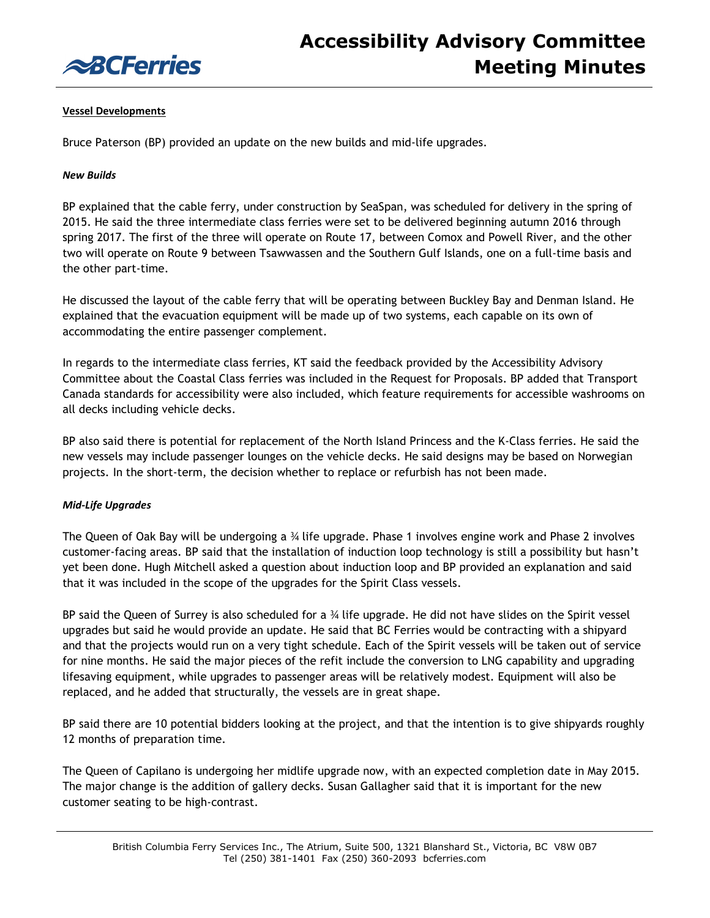**Vessel Developments**

Bruce Paterson (BP) provided an update on the new builds and mid-life upgrades.

***New Builds***

BP explained that the cable ferry, under construction by SeaSpan, was scheduled for delivery in the spring of 2015. He said the three intermediate class ferries were set to be delivered beginning autumn 2016 through spring 2017. The first of the three will operate on Route 17, between Comox and Powell River, and the other two will operate on Route 9 between Tsawwassen and the Southern Gulf Islands, one on a full-time basis and the other part-time.

He discussed the layout of the cable ferry that will be operating between Buckley Bay and Denman Island. He explained that the evacuation equipment will be made up of two systems, each capable on its own of accommodating the entire passenger complement.

In regards to the intermediate class ferries, KT said the feedback provided by the Accessibility Advisory Committee about the Coastal Class ferries was included in the Request for Proposals. BP added that Transport Canada standards for accessibility were also included, which feature requirements for accessible washrooms on all decks including vehicle decks.

BP also said there is potential for replacement of the North Island Princess and the K-Class ferries. He said the new vessels may include passenger lounges on the vehicle decks. He said designs may be based on Norwegian projects. In the short-term, the decision whether to replace or refurbish has not been made.

***Mid-Life Upgrades***

The Queen of Oak Bay will be undergoing a ¾ life upgrade. Phase 1 involves engine work and Phase 2 involves customer-facing areas. BP said that the installation of induction loop technology is still a possibility but hasn't yet been done. Hugh Mitchell asked a question about induction loop and BP provided an explanation and said that it was included in the scope of the upgrades for the Spirit Class vessels.

BP said the Queen of Surrey is also scheduled for a ¾ life upgrade. He did not have slides on the Spirit vessel upgrades but said he would provide an update. He said that BC Ferries would be contracting with a shipyard and that the projects would run on a very tight schedule. Each of the Spirit vessels will be taken out of service for nine months. He said the major pieces of the refit include the conversion to LNG capability and upgrading lifesaving equipment, while upgrades to passenger areas will be relatively modest. Equipment will also be replaced, and he added that structurally, the vessels are in great shape.

BP said there are 10 potential bidders looking at the project, and that the intention is to give shipyards roughly 12 months of preparation time.

The Queen of Capilano is undergoing her midlife upgrade now, with an expected completion date in May 2015. The major change is the addition of gallery decks. Susan Gallagher said that it is important for the new customer seating to be high-contrast.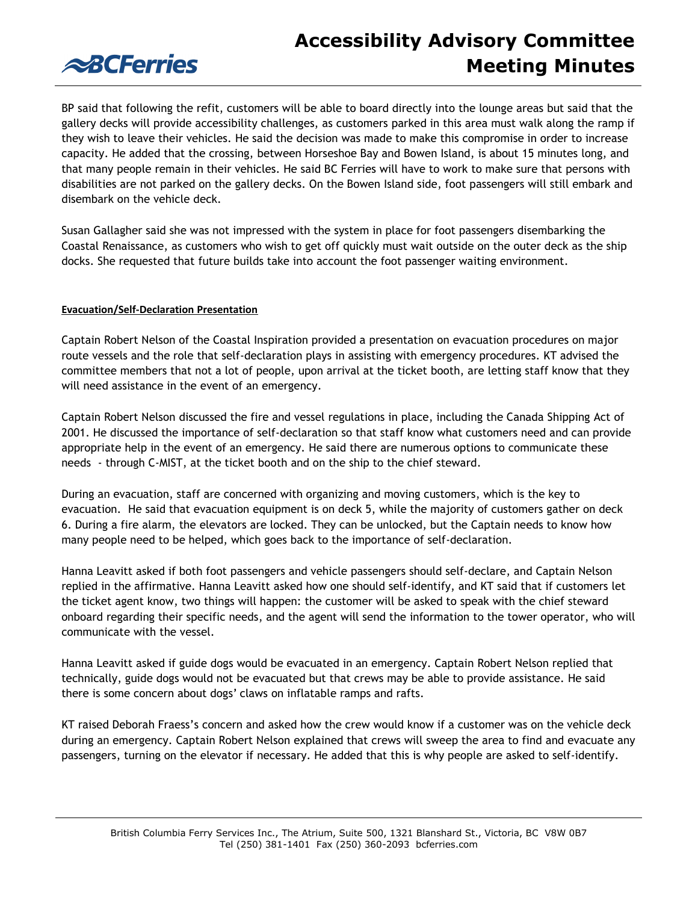BP said that following the refit, customers will be able to board directly into the lounge areas but said that the gallery decks will provide accessibility challenges, as customers parked in this area must walk along the ramp if they wish to leave their vehicles. He said the decision was made to make this compromise in order to increase capacity. He added that the crossing, between Horseshoe Bay and Bowen Island, is about 15 minutes long, and that many people remain in their vehicles. He said BC Ferries will have to work to make sure that persons with disabilities are not parked on the gallery decks. On the Bowen Island side, foot passengers will still embark and disembark on the vehicle deck.

Susan Gallagher said she was not impressed with the system in place for foot passengers disembarking the Coastal Renaissance, as customers who wish to get off quickly must wait outside on the outer deck as the ship docks. She requested that future builds take into account the foot passenger waiting environment.

**Evacuation/Self-Declaration Presentation**

Captain Robert Nelson of the Coastal Inspiration provided a presentation on evacuation procedures on major route vessels and the role that self-declaration plays in assisting with emergency procedures. KT advised the committee members that not a lot of people, upon arrival at the ticket booth, are letting staff know that they will need assistance in the event of an emergency.

Captain Robert Nelson discussed the fire and vessel regulations in place, including the Canada Shipping Act of 2001. He discussed the importance of self-declaration so that staff know what customers need and can provide appropriate help in the event of an emergency. He said there are numerous options to communicate these needs - through C-MIST, at the ticket booth and on the ship to the chief steward.

During an evacuation, staff are concerned with organizing and moving customers, which is the key to evacuation. He said that evacuation equipment is on deck 5, while the majority of customers gather on deck 6. During a fire alarm, the elevators are locked. They can be unlocked, but the Captain needs to know how many people need to be helped, which goes back to the importance of self-declaration.

Hanna Leavitt asked if both foot passengers and vehicle passengers should self-declare, and Captain Nelson replied in the affirmative. Hanna Leavitt asked how one should self-identify, and KT said that if customers let the ticket agent know, two things will happen: the customer will be asked to speak with the chief steward onboard regarding their specific needs, and the agent will send the information to the tower operator, who will communicate with the vessel.

Hanna Leavitt asked if guide dogs would be evacuated in an emergency. Captain Robert Nelson replied that technically, guide dogs would not be evacuated but that crews may be able to provide assistance. He said there is some concern about dogs' claws on inflatable ramps and rafts.

KT raised Deborah Fraess's concern and asked how the crew would know if a customer was on the vehicle deck during an emergency. Captain Robert Nelson explained that crews will sweep the area to find and evacuate any passengers, turning on the elevator if necessary. He added that this is why people are asked to self-identify.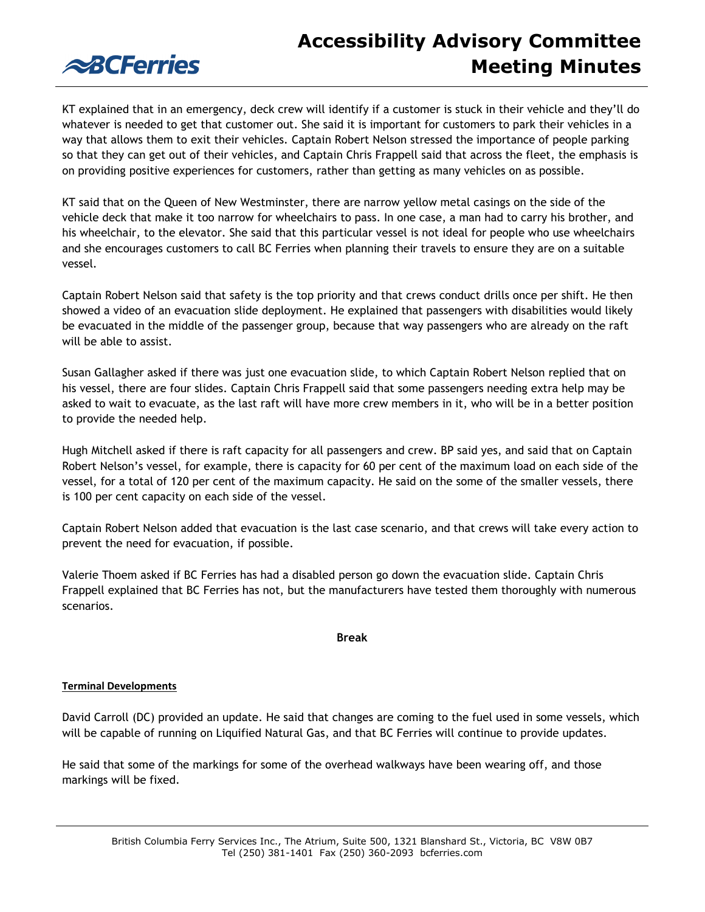KT explained that in an emergency, deck crew will identify if a customer is stuck in their vehicle and they'll do whatever is needed to get that customer out. She said it is important for customers to park their vehicles in a way that allows them to exit their vehicles. Captain Robert Nelson stressed the importance of people parking so that they can get out of their vehicles, and Captain Chris Frappell said that across the fleet, the emphasis is on providing positive experiences for customers, rather than getting as many vehicles on as possible.

KT said that on the Queen of New Westminster, there are narrow yellow metal casings on the side of the vehicle deck that make it too narrow for wheelchairs to pass. In one case, a man had to carry his brother, and his wheelchair, to the elevator. She said that this particular vessel is not ideal for people who use wheelchairs and she encourages customers to call BC Ferries when planning their travels to ensure they are on a suitable vessel.

Captain Robert Nelson said that safety is the top priority and that crews conduct drills once per shift. He then showed a video of an evacuation slide deployment. He explained that passengers with disabilities would likely be evacuated in the middle of the passenger group, because that way passengers who are already on the raft will be able to assist.

Susan Gallagher asked if there was just one evacuation slide, to which Captain Robert Nelson replied that on his vessel, there are four slides. Captain Chris Frappell said that some passengers needing extra help may be asked to wait to evacuate, as the last raft will have more crew members in it, who will be in a better position to provide the needed help.

Hugh Mitchell asked if there is raft capacity for all passengers and crew. BP said yes, and said that on Captain Robert Nelson's vessel, for example, there is capacity for 60 per cent of the maximum load on each side of the vessel, for a total of 120 per cent of the maximum capacity. He said on the some of the smaller vessels, there is 100 per cent capacity on each side of the vessel.

Captain Robert Nelson added that evacuation is the last case scenario, and that crews will take every action to prevent the need for evacuation, if possible.

Valerie Thoem asked if BC Ferries has had a disabled person go down the evacuation slide. Captain Chris Frappell explained that BC Ferries has not, but the manufacturers have tested them thoroughly with numerous scenarios.

**Break**

**Terminal Developments**

David Carroll (DC) provided an update. He said that changes are coming to the fuel used in some vessels, which will be capable of running on Liquified Natural Gas, and that BC Ferries will continue to provide updates.

He said that some of the markings for some of the overhead walkways have been wearing off, and those markings will be fixed.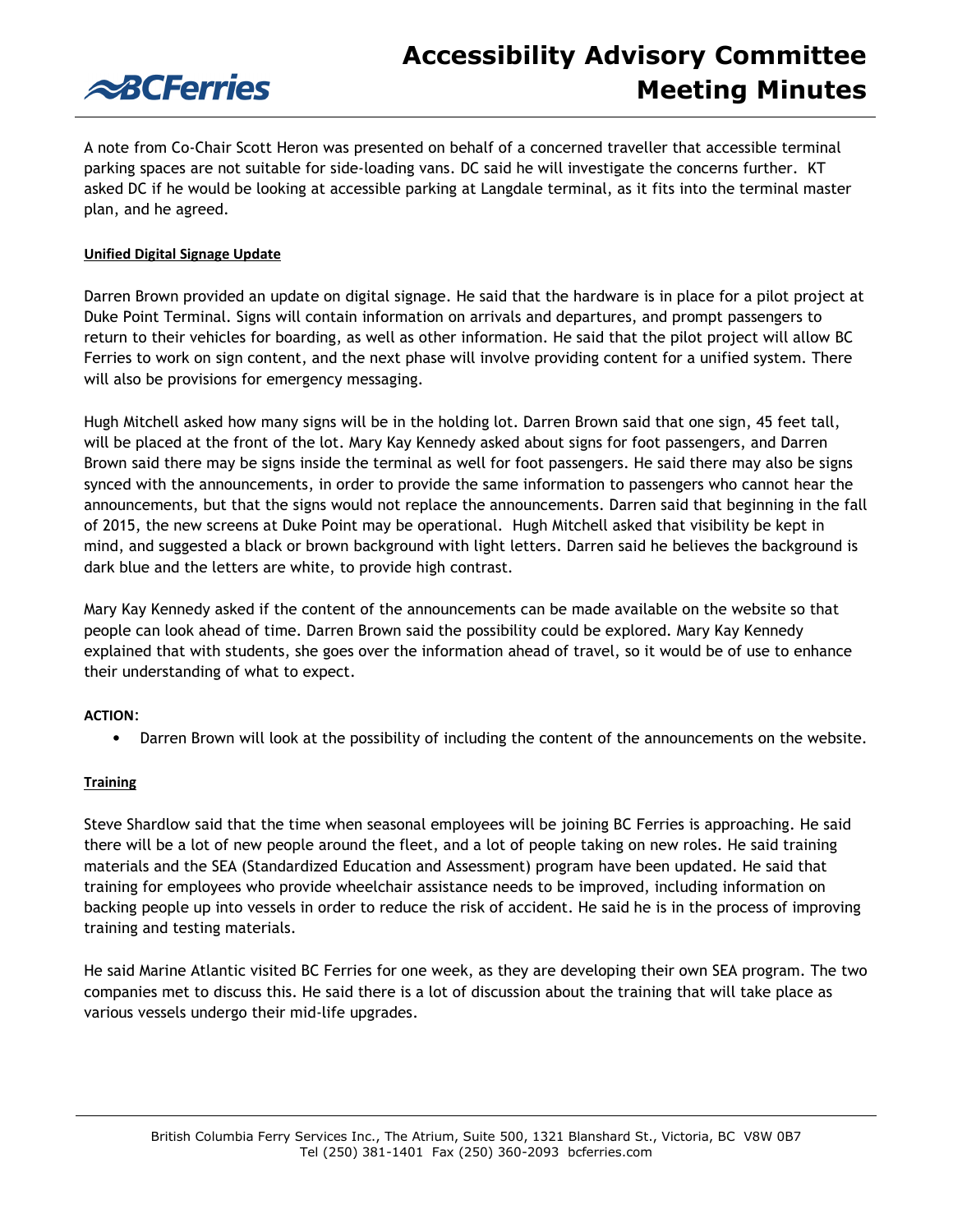A note from Co-Chair Scott Heron was presented on behalf of a concerned traveller that accessible terminal parking spaces are not suitable for side-loading vans. DC said he will investigate the concerns further. KT asked DC if he would be looking at accessible parking at Langdale terminal, as it fits into the terminal master plan, and he agreed.

**Unified Digital Signage Update**

Darren Brown provided an update on digital signage. He said that the hardware is in place for a pilot project at Duke Point Terminal. Signs will contain information on arrivals and departures, and prompt passengers to return to their vehicles for boarding, as well as other information. He said that the pilot project will allow BC Ferries to work on sign content, and the next phase will involve providing content for a unified system. There will also be provisions for emergency messaging.

Hugh Mitchell asked how many signs will be in the holding lot. Darren Brown said that one sign, 45 feet tall, will be placed at the front of the lot. Mary Kay Kennedy asked about signs for foot passengers, and Darren Brown said there may be signs inside the terminal as well for foot passengers. He said there may also be signs synced with the announcements, in order to provide the same information to passengers who cannot hear the announcements, but that the signs would not replace the announcements. Darren said that beginning in the fall of 2015, the new screens at Duke Point may be operational. Hugh Mitchell asked that visibility be kept in mind, and suggested a black or brown background with light letters. Darren said he believes the background is dark blue and the letters are white, to provide high contrast.

Mary Kay Kennedy asked if the content of the announcements can be made available on the website so that people can look ahead of time. Darren Brown said the possibility could be explored. Mary Kay Kennedy explained that with students, she goes over the information ahead of travel, so it would be of use to enhance their understanding of what to expect.

**ACTION**:

- Darren Brown will look at the possibility of including the content of the announcements on the website.

**Training**

Steve Shardlow said that the time when seasonal employees will be joining BC Ferries is approaching. He said there will be a lot of new people around the fleet, and a lot of people taking on new roles. He said training materials and the SEA (Standardized Education and Assessment) program have been updated. He said that training for employees who provide wheelchair assistance needs to be improved, including information on backing people up into vessels in order to reduce the risk of accident. He said he is in the process of improving training and testing materials.

He said Marine Atlantic visited BC Ferries for one week, as they are developing their own SEA program. The two companies met to discuss this. He said there is a lot of discussion about the training that will take place as various vessels undergo their mid-life upgrades.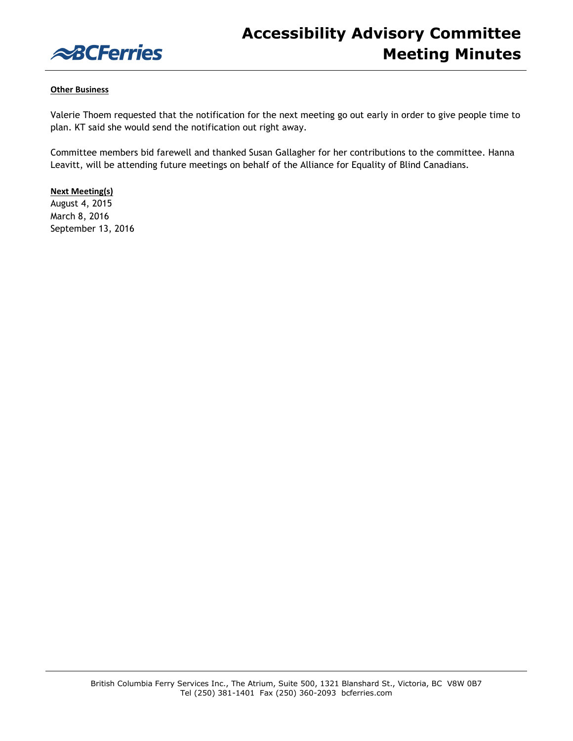**Other Business**

Valerie Thoem requested that the notification for the next meeting go out early in order to give people time to plan. KT said she would send the notification out right away.

Committee members bid farewell and thanked Susan Gallagher for her contributions to the committee. Hanna Leavitt, will be attending future meetings on behalf of the Alliance for Equality of Blind Canadians.

**Next Meeting(s)**

August 4, 2015
March 8, 2016
September 13, 2016